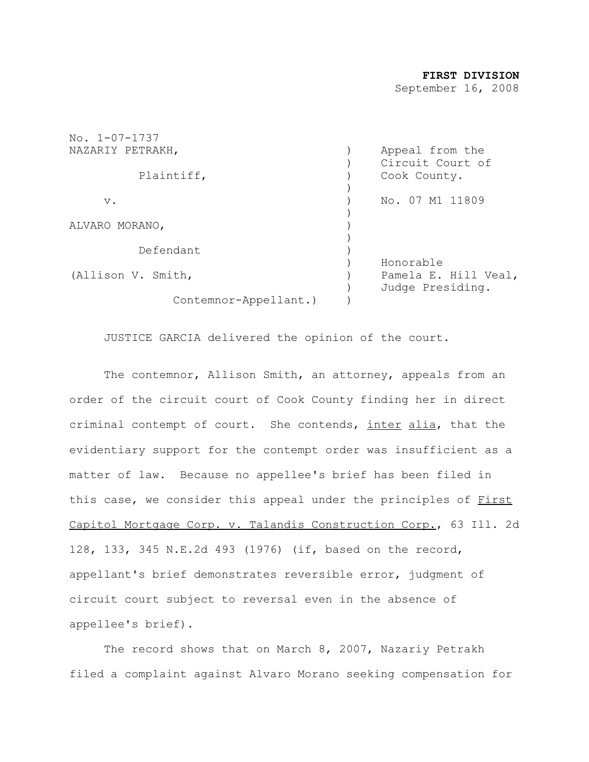**FIRST DIVISION**
September 16, 2008

No. 1-07-1737

| | |
|---|---|
| NAZARIY PETRAKH, Plaintiff, | Appeal from the Circuit Court of Cook County. |
| v. | No. 07 M1 11809 |
| ALVARO MORANO, Defendant | |
| (Allison V. Smith, Contemnor-Appellant.) | Honorable Pamela E. Hill Veal, Judge Presiding. |

JUSTICE GARCIA delivered the opinion of the court.

The contemnor, Allison Smith, an attorney, appeals from an order of the circuit court of Cook County finding her in direct criminal contempt of court. She contends, inter alia, that the evidentiary support for the contempt order was insufficient as a matter of law. Because no appellee's brief has been filed in this case, we consider this appeal under the principles of First Capitol Mortgage Corp. v. Talandis Construction Corp., 63 Ill. 2d 128, 133, 345 N.E.2d 493 (1976) (if, based on the record, appellant's brief demonstrates reversible error, judgment of circuit court subject to reversal even in the absence of appellee's brief).

The record shows that on March 8, 2007, Nazariy Petrakh filed a complaint against Alvaro Morano seeking compensation for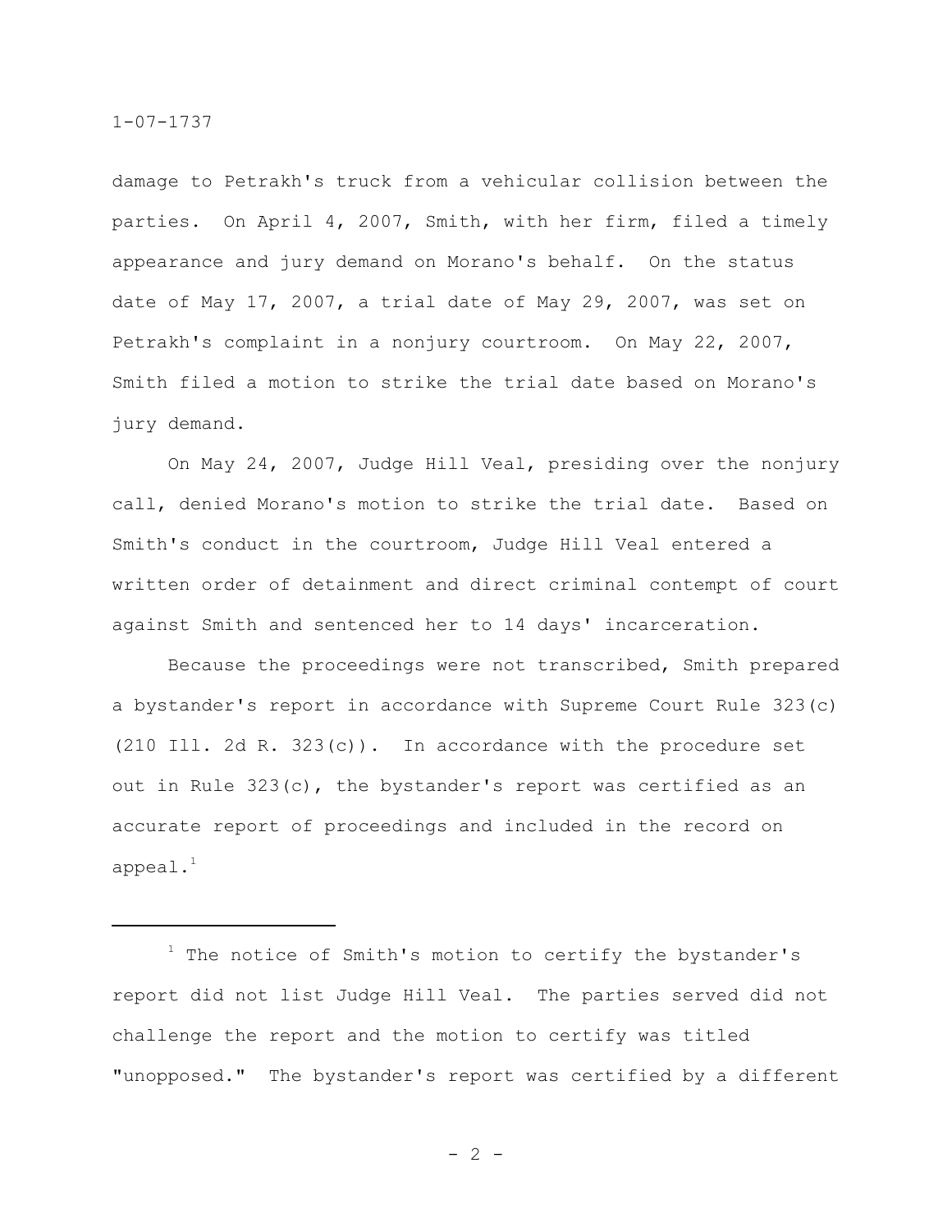damage to Petrakh's truck from a vehicular collision between the parties. On April 4, 2007, Smith, with her firm, filed a timely appearance and jury demand on Morano's behalf. On the status date of May 17, 2007, a trial date of May 29, 2007, was set on Petrakh's complaint in a nonjury courtroom. On May 22, 2007, Smith filed a motion to strike the trial date based on Morano's jury demand.

On May 24, 2007, Judge Hill Veal, presiding over the nonjury call, denied Morano's motion to strike the trial date. Based on Smith's conduct in the courtroom, Judge Hill Veal entered a written order of detainment and direct criminal contempt of court against Smith and sentenced her to 14 days' incarceration.

Because the proceedings were not transcribed, Smith prepared a bystander's report in accordance with Supreme Court Rule 323(c) (210 Ill. 2d R. 323(c)). In accordance with the procedure set out in Rule 323(c), the bystander's report was certified as an accurate report of proceedings and included in the record on appeal.[1]

---

[1] The notice of Smith's motion to certify the bystander's report did not list Judge Hill Veal. The parties served did not challenge the report and the motion to certify was titled "unopposed." The bystander's report was certified by a different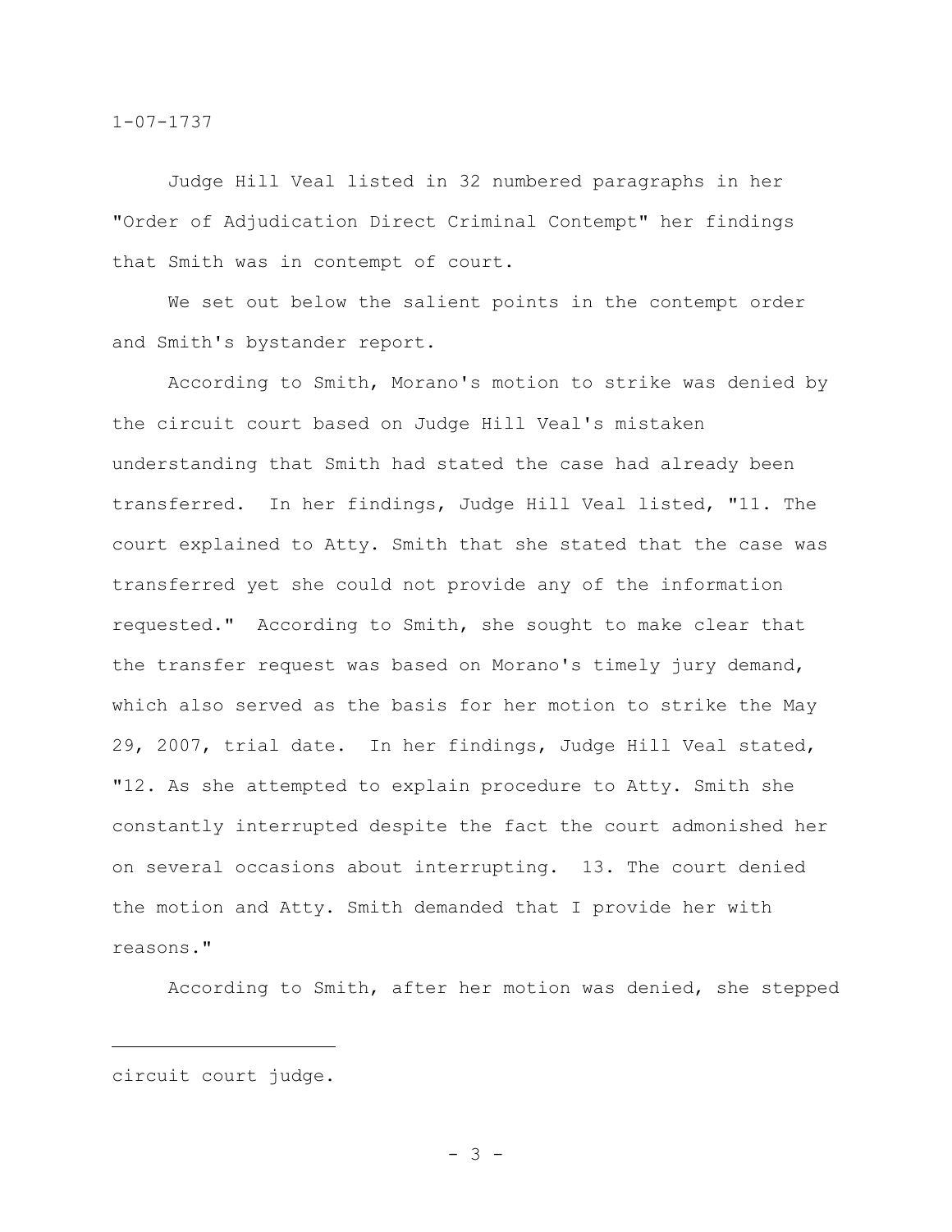Judge Hill Veal listed in 32 numbered paragraphs in her "Order of Adjudication Direct Criminal Contempt" her findings that Smith was in contempt of court.

We set out below the salient points in the contempt order and Smith's bystander report.

According to Smith, Morano's motion to strike was denied by the circuit court based on Judge Hill Veal's mistaken understanding that Smith had stated the case had already been transferred. In her findings, Judge Hill Veal listed, "11. The court explained to Atty. Smith that she stated that the case was transferred yet she could not provide any of the information requested." According to Smith, she sought to make clear that the transfer request was based on Morano's timely jury demand, which also served as the basis for her motion to strike the May 29, 2007, trial date. In her findings, Judge Hill Veal stated, "12. As she attempted to explain procedure to Atty. Smith she constantly interrupted despite the fact the court admonished her on several occasions about interrupting. 13. The court denied the motion and Atty. Smith demanded that I provide her with reasons."

According to Smith, after her motion was denied, she stepped

---

circuit court judge.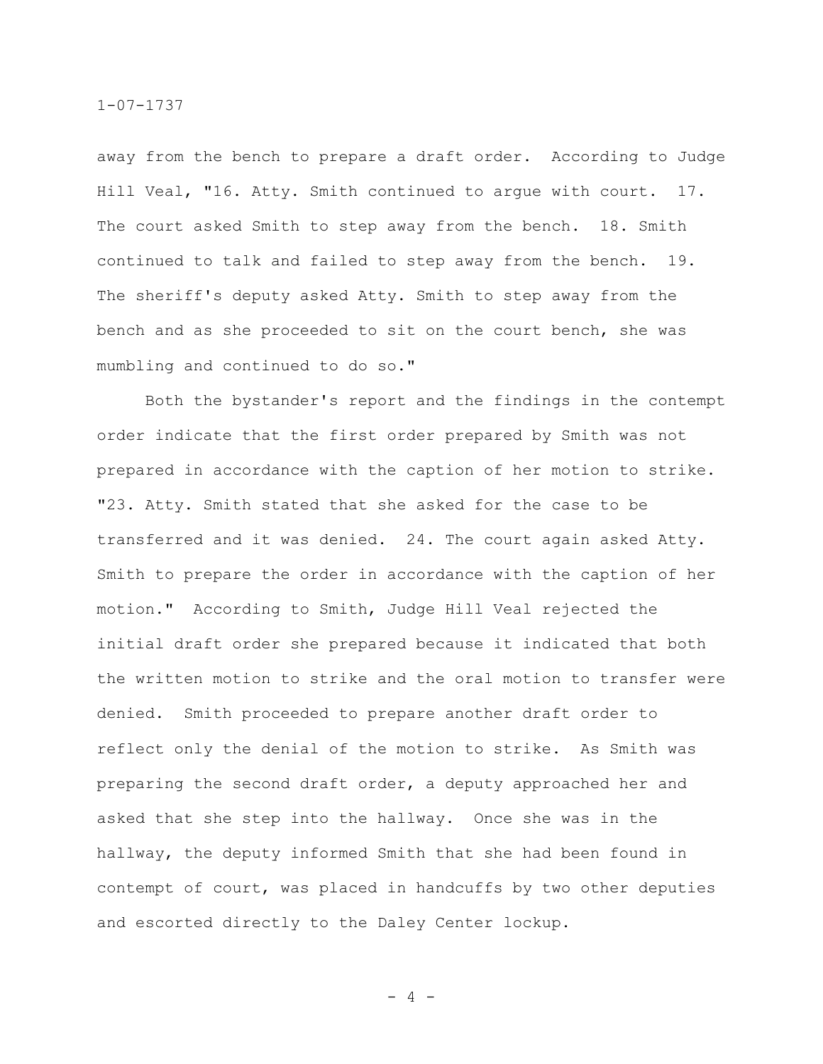away from the bench to prepare a draft order. According to Judge Hill Veal, "16. Atty. Smith continued to argue with court. 17. The court asked Smith to step away from the bench. 18. Smith continued to talk and failed to step away from the bench. 19. The sheriff's deputy asked Atty. Smith to step away from the bench and as she proceeded to sit on the court bench, she was mumbling and continued to do so."

Both the bystander's report and the findings in the contempt order indicate that the first order prepared by Smith was not prepared in accordance with the caption of her motion to strike. "23. Atty. Smith stated that she asked for the case to be transferred and it was denied. 24. The court again asked Atty. Smith to prepare the order in accordance with the caption of her motion." According to Smith, Judge Hill Veal rejected the initial draft order she prepared because it indicated that both the written motion to strike and the oral motion to transfer were denied. Smith proceeded to prepare another draft order to reflect only the denial of the motion to strike. As Smith was preparing the second draft order, a deputy approached her and asked that she step into the hallway. Once she was in the hallway, the deputy informed Smith that she had been found in contempt of court, was placed in handcuffs by two other deputies and escorted directly to the Daley Center lockup.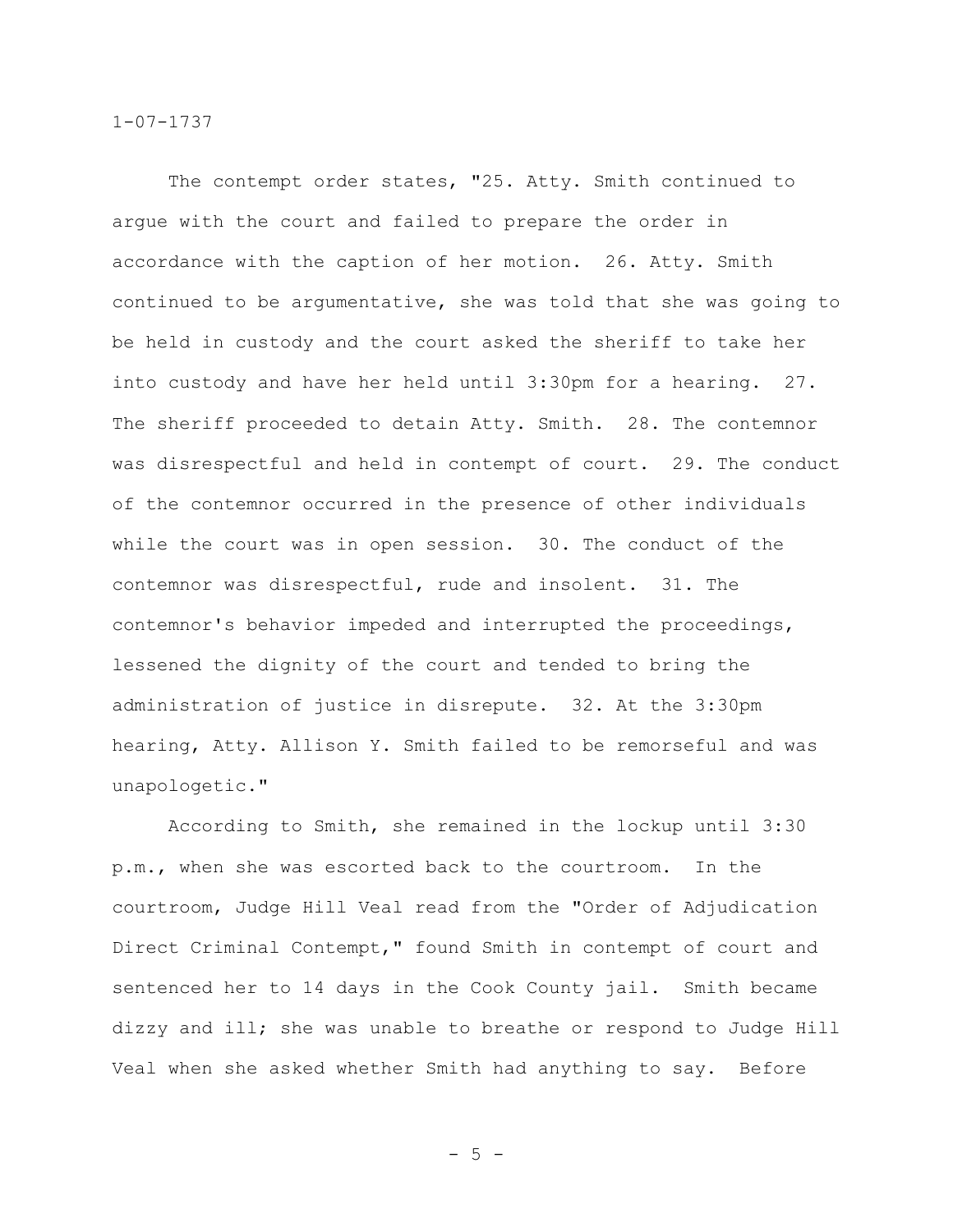The contempt order states, "25. Atty. Smith continued to argue with the court and failed to prepare the order in accordance with the caption of her motion. 26. Atty. Smith continued to be argumentative, she was told that she was going to be held in custody and the court asked the sheriff to take her into custody and have her held until 3:30pm for a hearing. 27. The sheriff proceeded to detain Atty. Smith. 28. The contemnor was disrespectful and held in contempt of court. 29. The conduct of the contemnor occurred in the presence of other individuals while the court was in open session. 30. The conduct of the contemnor was disrespectful, rude and insolent. 31. The contemnor's behavior impeded and interrupted the proceedings, lessened the dignity of the court and tended to bring the administration of justice in disrepute. 32. At the 3:30pm hearing, Atty. Allison Y. Smith failed to be remorseful and was unapologetic."

According to Smith, she remained in the lockup until 3:30 p.m., when she was escorted back to the courtroom. In the courtroom, Judge Hill Veal read from the "Order of Adjudication Direct Criminal Contempt," found Smith in contempt of court and sentenced her to 14 days in the Cook County jail. Smith became dizzy and ill; she was unable to breathe or respond to Judge Hill Veal when she asked whether Smith had anything to say. Before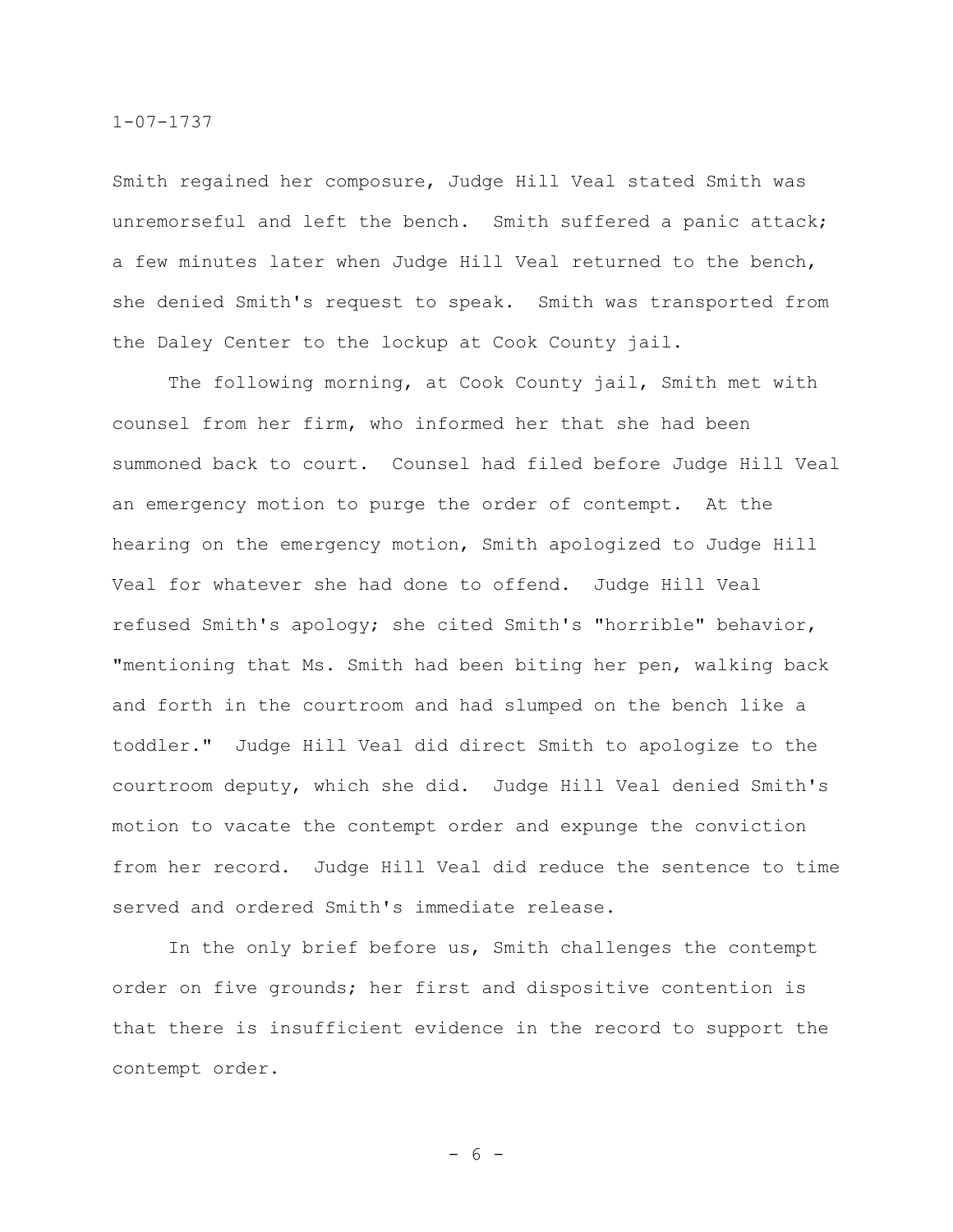Smith regained her composure, Judge Hill Veal stated Smith was unremorseful and left the bench. Smith suffered a panic attack; a few minutes later when Judge Hill Veal returned to the bench, she denied Smith's request to speak. Smith was transported from the Daley Center to the lockup at Cook County jail.

The following morning, at Cook County jail, Smith met with counsel from her firm, who informed her that she had been summoned back to court. Counsel had filed before Judge Hill Veal an emergency motion to purge the order of contempt. At the hearing on the emergency motion, Smith apologized to Judge Hill Veal for whatever she had done to offend. Judge Hill Veal refused Smith's apology; she cited Smith's "horrible" behavior, "mentioning that Ms. Smith had been biting her pen, walking back and forth in the courtroom and had slumped on the bench like a toddler." Judge Hill Veal did direct Smith to apologize to the courtroom deputy, which she did. Judge Hill Veal denied Smith's motion to vacate the contempt order and expunge the conviction from her record. Judge Hill Veal did reduce the sentence to time served and ordered Smith's immediate release.

In the only brief before us, Smith challenges the contempt order on five grounds; her first and dispositive contention is that there is insufficient evidence in the record to support the contempt order.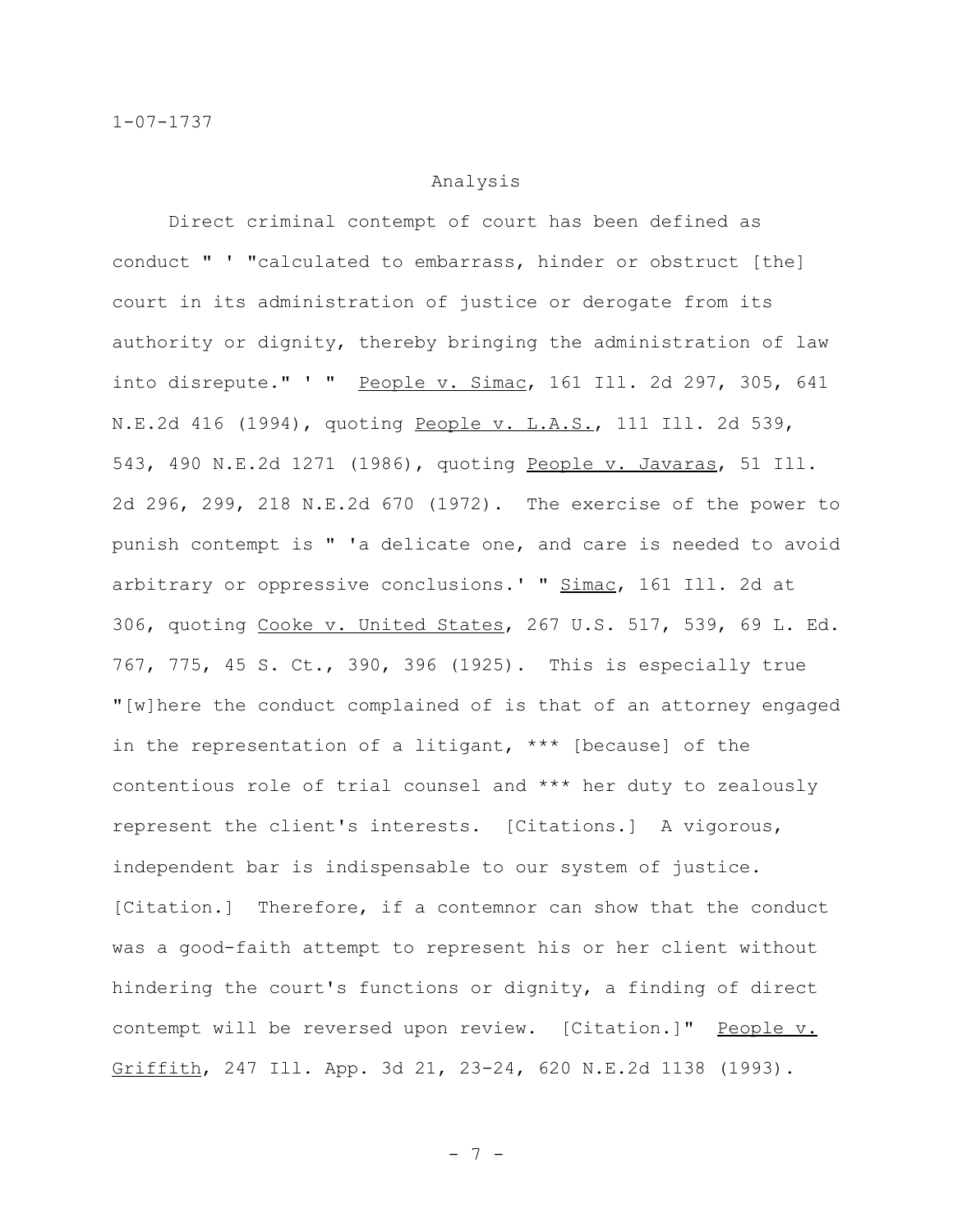## Analysis

Direct criminal contempt of court has been defined as conduct " ' "calculated to embarrass, hinder or obstruct [the] court in its administration of justice or derogate from its authority or dignity, thereby bringing the administration of law into disrepute." ' " People v. Simac, 161 Ill. 2d 297, 305, 641 N.E.2d 416 (1994), quoting People v. L.A.S., 111 Ill. 2d 539, 543, 490 N.E.2d 1271 (1986), quoting People v. Javaras, 51 Ill. 2d 296, 299, 218 N.E.2d 670 (1972). The exercise of the power to punish contempt is " 'a delicate one, and care is needed to avoid arbitrary or oppressive conclusions.' " Simac, 161 Ill. 2d at 306, quoting Cooke v. United States, 267 U.S. 517, 539, 69 L. Ed. 767, 775, 45 S. Ct., 390, 396 (1925). This is especially true "[w]here the conduct complained of is that of an attorney engaged in the representation of a litigant, *** [because] of the contentious role of trial counsel and *** her duty to zealously represent the client's interests. [Citations.] A vigorous, independent bar is indispensable to our system of justice. [Citation.] Therefore, if a contemnor can show that the conduct was a good-faith attempt to represent his or her client without hindering the court's functions or dignity, a finding of direct contempt will be reversed upon review. [Citation.]" People v. Griffith, 247 Ill. App. 3d 21, 23-24, 620 N.E.2d 1138 (1993).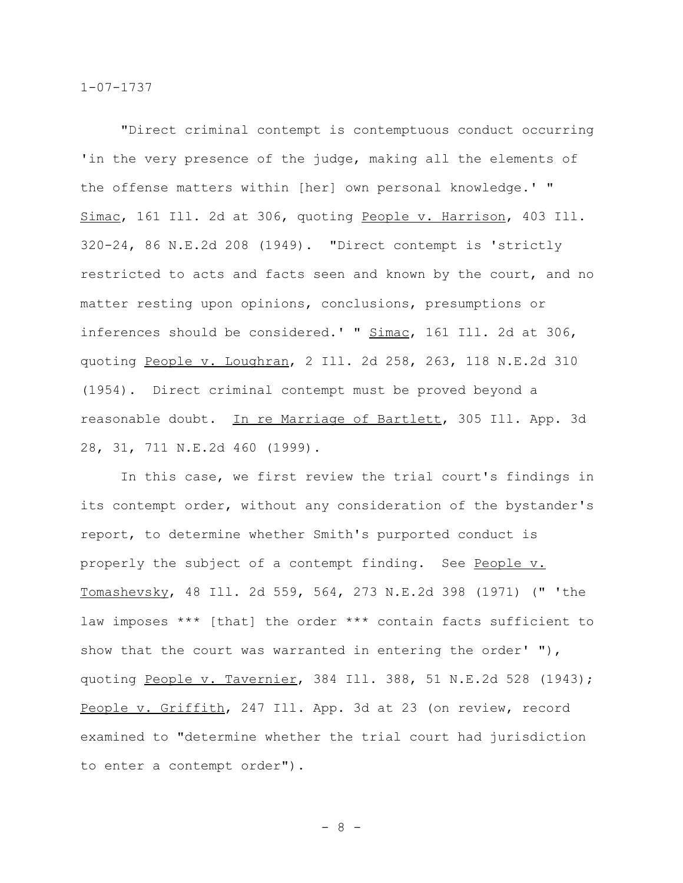"Direct criminal contempt is contemptuous conduct occurring 'in the very presence of the judge, making all the elements of the offense matters within [her] own personal knowledge.' " Simac, 161 Ill. 2d at 306, quoting People v. Harrison, 403 Ill. 320-24, 86 N.E.2d 208 (1949). "Direct contempt is 'strictly restricted to acts and facts seen and known by the court, and no matter resting upon opinions, conclusions, presumptions or inferences should be considered.' " Simac, 161 Ill. 2d at 306, quoting People v. Loughran, 2 Ill. 2d 258, 263, 118 N.E.2d 310 (1954). Direct criminal contempt must be proved beyond a reasonable doubt. In re Marriage of Bartlett, 305 Ill. App. 3d 28, 31, 711 N.E.2d 460 (1999).

In this case, we first review the trial court's findings in its contempt order, without any consideration of the bystander's report, to determine whether Smith's purported conduct is properly the subject of a contempt finding. See People v. Tomashevsky, 48 Ill. 2d 559, 564, 273 N.E.2d 398 (1971) (" 'the law imposes *** [that] the order *** contain facts sufficient to show that the court was warranted in entering the order' "), quoting People v. Tavernier, 384 Ill. 388, 51 N.E.2d 528 (1943); People v. Griffith, 247 Ill. App. 3d at 23 (on review, record examined to "determine whether the trial court had jurisdiction to enter a contempt order").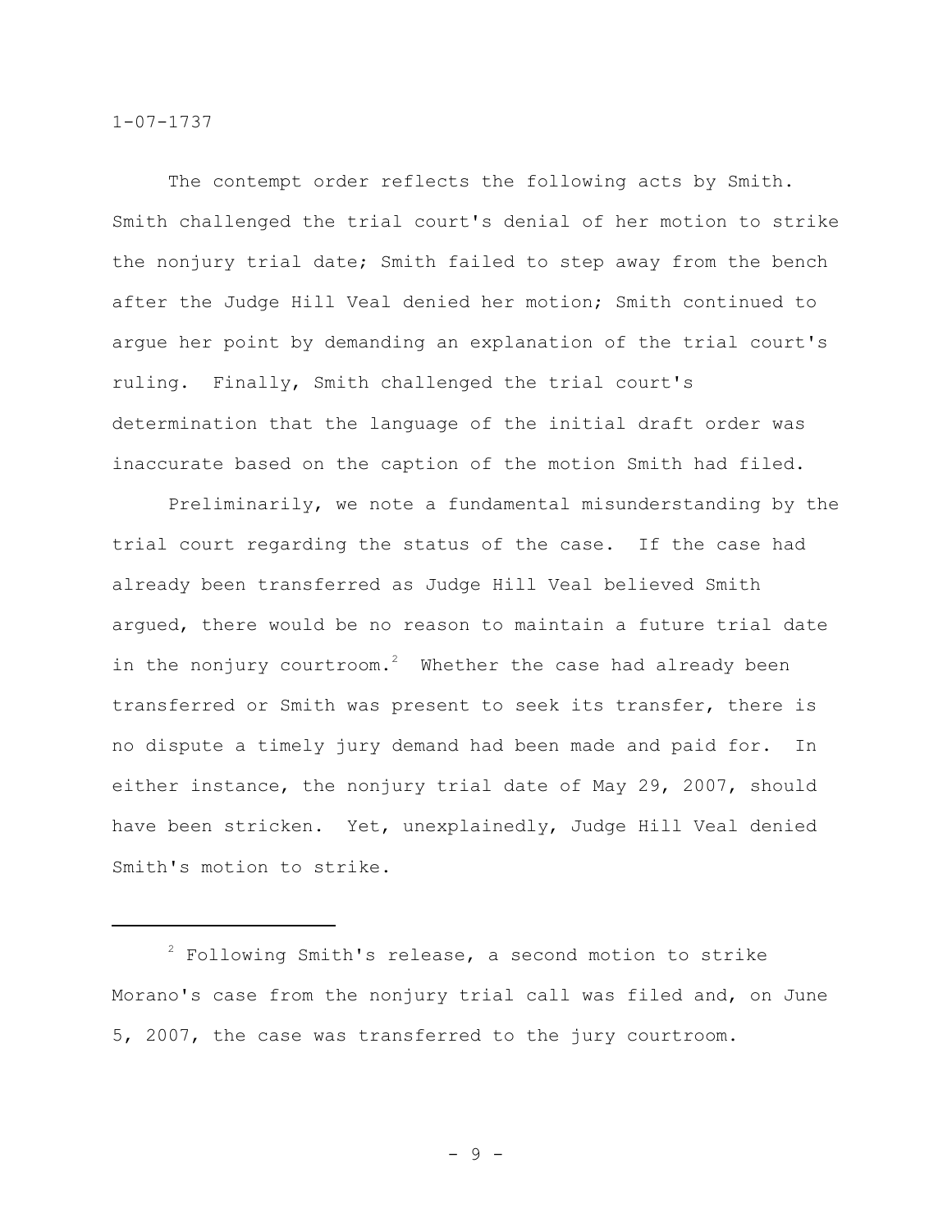The contempt order reflects the following acts by Smith. Smith challenged the trial court's denial of her motion to strike the nonjury trial date; Smith failed to step away from the bench after the Judge Hill Veal denied her motion; Smith continued to argue her point by demanding an explanation of the trial court's ruling. Finally, Smith challenged the trial court's determination that the language of the initial draft order was inaccurate based on the caption of the motion Smith had filed.

Preliminarily, we note a fundamental misunderstanding by the trial court regarding the status of the case. If the case had already been transferred as Judge Hill Veal believed Smith argued, there would be no reason to maintain a future trial date in the nonjury courtroom.[2] Whether the case had already been transferred or Smith was present to seek its transfer, there is no dispute a timely jury demand had been made and paid for. In either instance, the nonjury trial date of May 29, 2007, should have been stricken. Yet, unexplainedly, Judge Hill Veal denied Smith's motion to strike.

---

[2] Following Smith's release, a second motion to strike Morano's case from the nonjury trial call was filed and, on June 5, 2007, the case was transferred to the jury courtroom.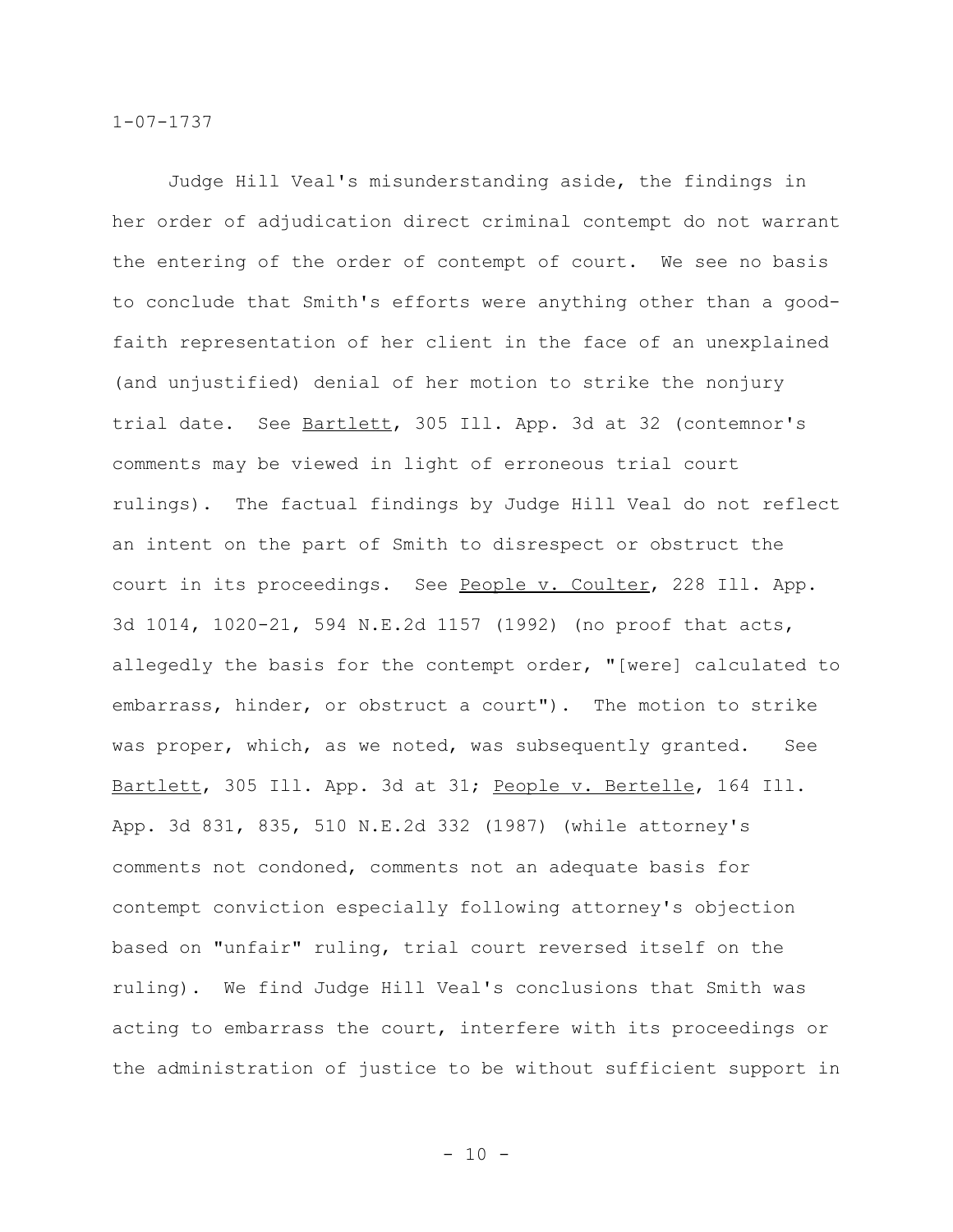Judge Hill Veal's misunderstanding aside, the findings in her order of adjudication direct criminal contempt do not warrant the entering of the order of contempt of court. We see no basis to conclude that Smith's efforts were anything other than a good-faith representation of her client in the face of an unexplained (and unjustified) denial of her motion to strike the nonjury trial date. See Bartlett, 305 Ill. App. 3d at 32 (contemnor's comments may be viewed in light of erroneous trial court rulings). The factual findings by Judge Hill Veal do not reflect an intent on the part of Smith to disrespect or obstruct the court in its proceedings. See People v. Coulter, 228 Ill. App. 3d 1014, 1020-21, 594 N.E.2d 1157 (1992) (no proof that acts, allegedly the basis for the contempt order, "[were] calculated to embarrass, hinder, or obstruct a court"). The motion to strike was proper, which, as we noted, was subsequently granted. See Bartlett, 305 Ill. App. 3d at 31; People v. Bertelle, 164 Ill. App. 3d 831, 835, 510 N.E.2d 332 (1987) (while attorney's comments not condoned, comments not an adequate basis for contempt conviction especially following attorney's objection based on "unfair" ruling, trial court reversed itself on the ruling). We find Judge Hill Veal's conclusions that Smith was acting to embarrass the court, interfere with its proceedings or the administration of justice to be without sufficient support in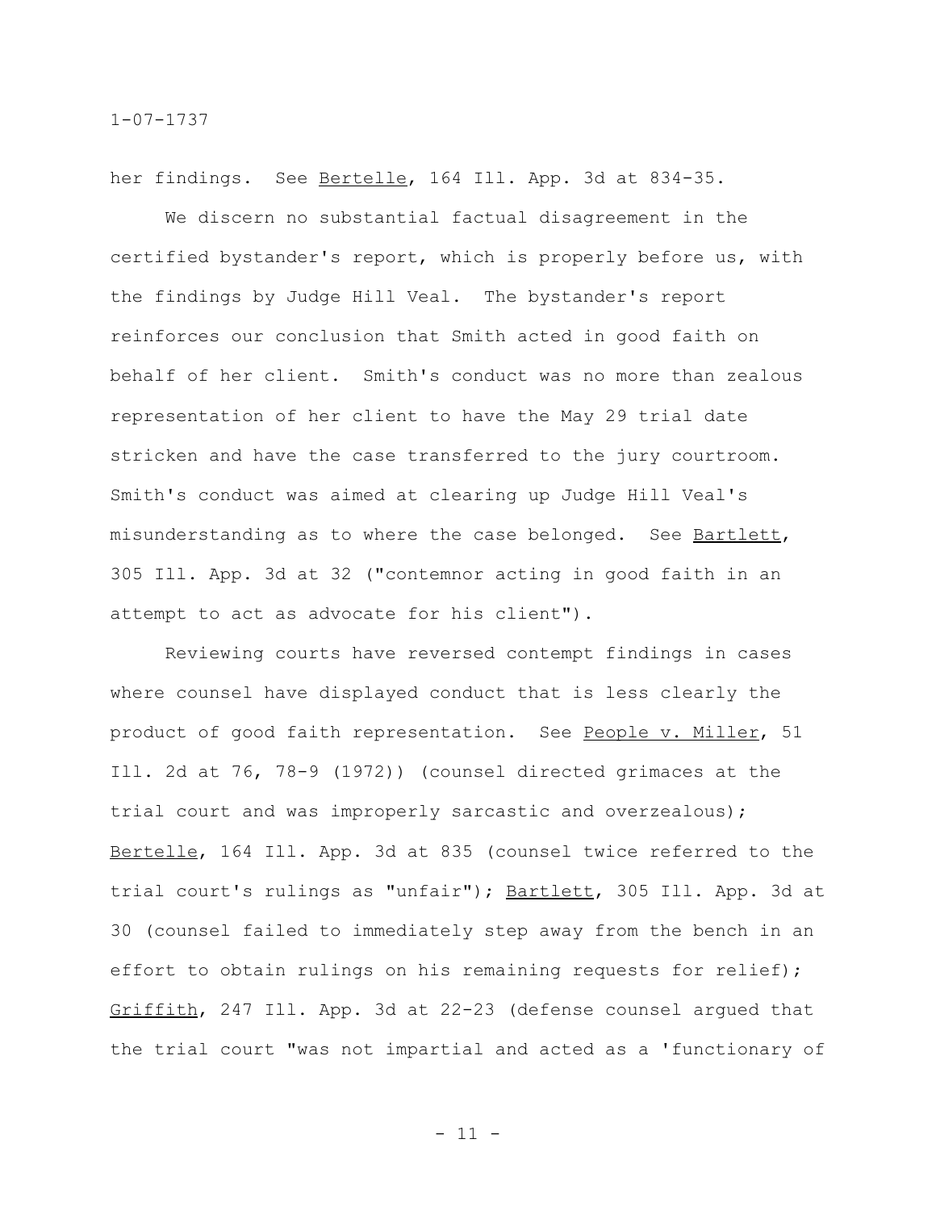her findings. See Bertelle, 164 Ill. App. 3d at 834-35.

We discern no substantial factual disagreement in the certified bystander's report, which is properly before us, with the findings by Judge Hill Veal. The bystander's report reinforces our conclusion that Smith acted in good faith on behalf of her client. Smith's conduct was no more than zealous representation of her client to have the May 29 trial date stricken and have the case transferred to the jury courtroom. Smith's conduct was aimed at clearing up Judge Hill Veal's misunderstanding as to where the case belonged. See Bartlett, 305 Ill. App. 3d at 32 ("contemnor acting in good faith in an attempt to act as advocate for his client").

Reviewing courts have reversed contempt findings in cases where counsel have displayed conduct that is less clearly the product of good faith representation. See People v. Miller, 51 Ill. 2d at 76, 78-9 (1972)) (counsel directed grimaces at the trial court and was improperly sarcastic and overzealous); Bertelle, 164 Ill. App. 3d at 835 (counsel twice referred to the trial court's rulings as "unfair"); Bartlett, 305 Ill. App. 3d at 30 (counsel failed to immediately step away from the bench in an effort to obtain rulings on his remaining requests for relief); Griffith, 247 Ill. App. 3d at 22-23 (defense counsel argued that the trial court "was not impartial and acted as a 'functionary of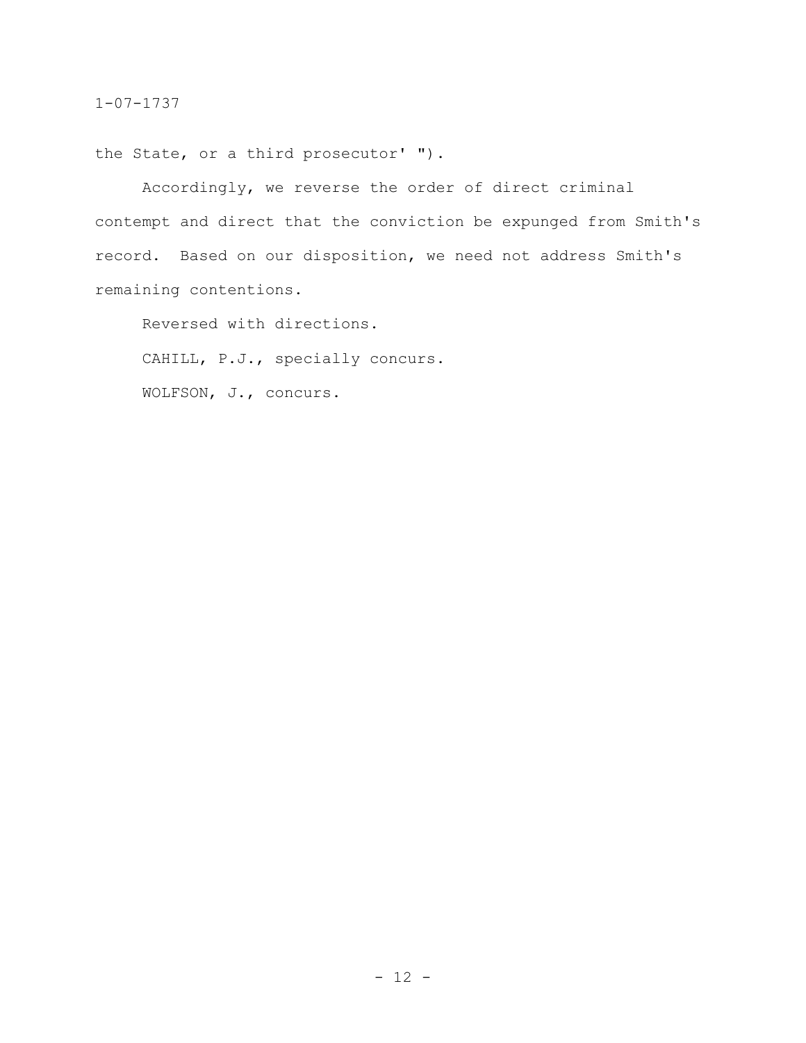the State, or a third prosecutor' ").

Accordingly, we reverse the order of direct criminal contempt and direct that the conviction be expunged from Smith's record. Based on our disposition, we need not address Smith's remaining contentions.

Reversed with directions.

CAHILL, P.J., specially concurs.

WOLFSON, J., concurs.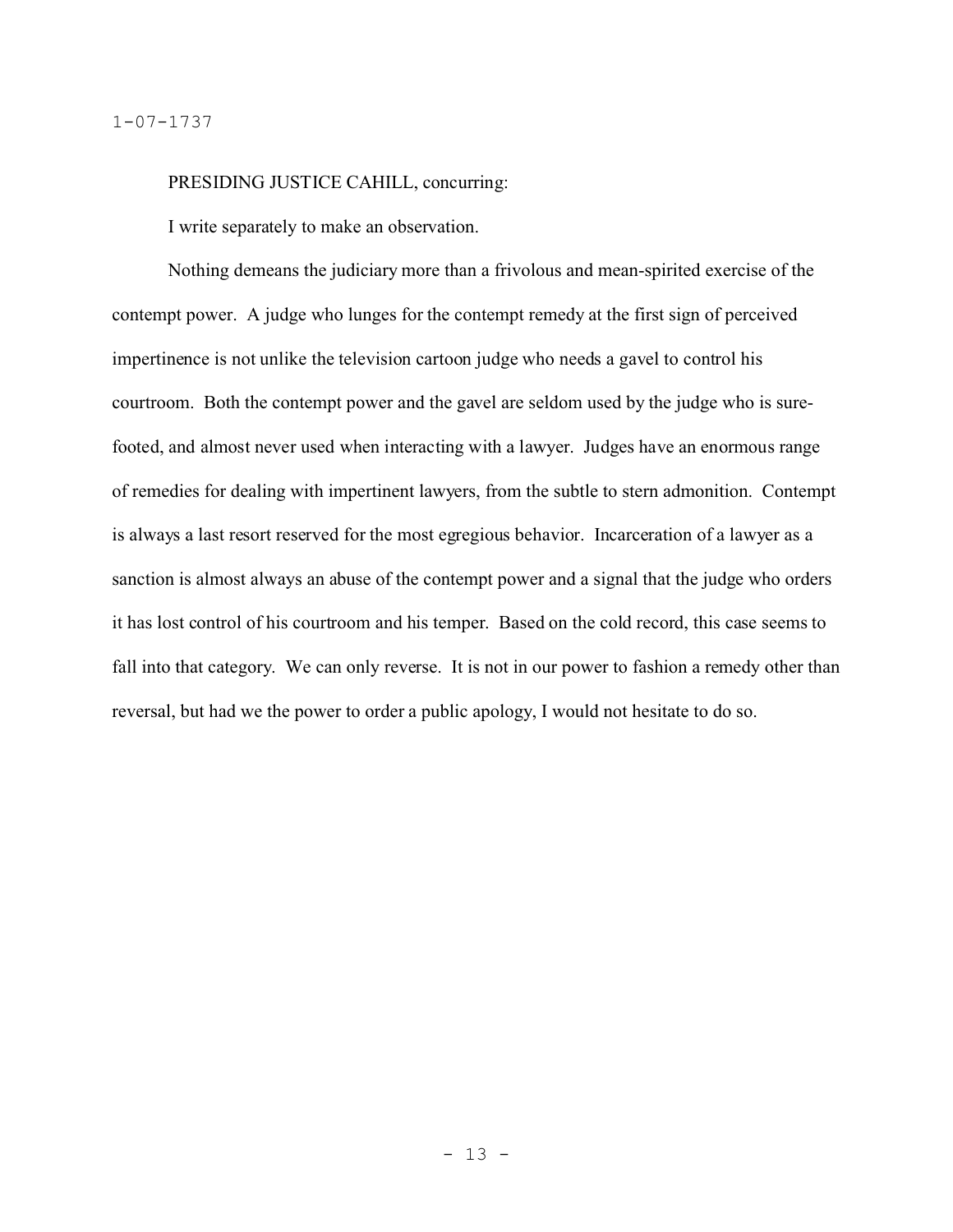PRESIDING JUSTICE CAHILL, concurring:

I write separately to make an observation.

Nothing demeans the judiciary more than a frivolous and mean-spirited exercise of the contempt power. A judge who lunges for the contempt remedy at the first sign of perceived impertinence is not unlike the television cartoon judge who needs a gavel to control his courtroom. Both the contempt power and the gavel are seldom used by the judge who is sure-footed, and almost never used when interacting with a lawyer. Judges have an enormous range of remedies for dealing with impertinent lawyers, from the subtle to stern admonition. Contempt is always a last resort reserved for the most egregious behavior. Incarceration of a lawyer as a sanction is almost always an abuse of the contempt power and a signal that the judge who orders it has lost control of his courtroom and his temper. Based on the cold record, this case seems to fall into that category. We can only reverse. It is not in our power to fashion a remedy other than reversal, but had we the power to order a public apology, I would not hesitate to do so.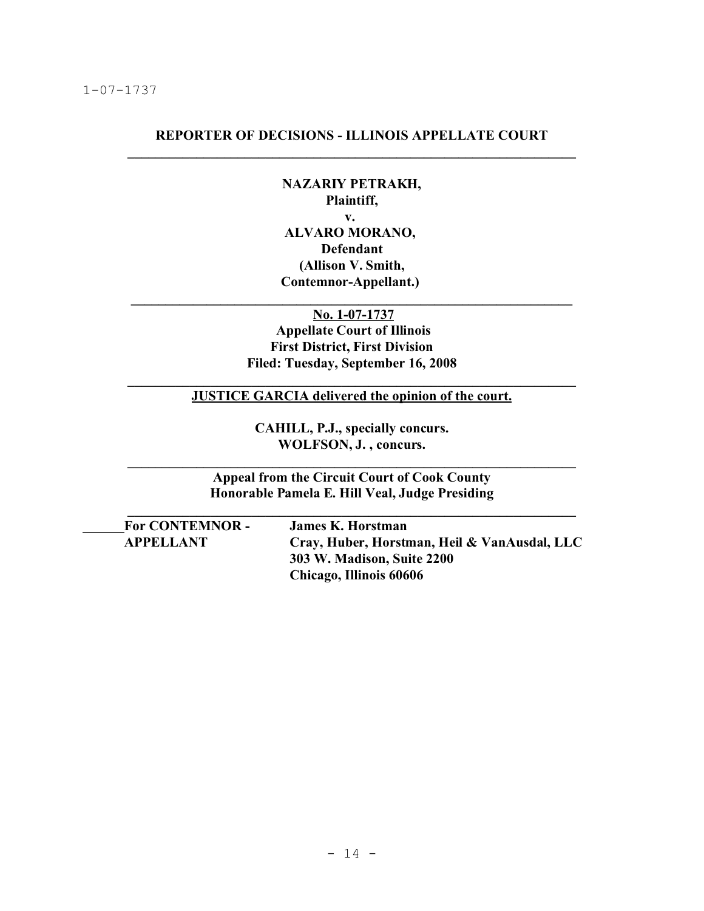**REPORTER OF DECISIONS - ILLINOIS APPELLATE COURT**

---

**NAZARIY PETRAKH,**
**Plaintiff,**
**v.**
**ALVARO MORANO,**
**Defendant**
**(Allison V. Smith,**
**Contemnor-Appellant.)**

---

**No. 1-07-1737**
**Appellate Court of Illinois**
**First District, First Division**
**Filed: Tuesday, September 16, 2008**

---

**JUSTICE GARCIA delivered the opinion of the court.**

**CAHILL, P.J., specially concurs.**
**WOLFSON, J. , concurs.**

---

**Appeal from the Circuit Court of Cook County**
**Honorable Pamela E. Hill Veal, Judge Presiding**

---

| | |
|---|---|
| **For CONTEMNOR - APPELLANT** | **James K. Horstman**<br>**Cray, Huber, Horstman, Heil & VanAusdal, LLC**<br>**303 W. Madison, Suite 2200**<br>**Chicago, Illinois 60606** |